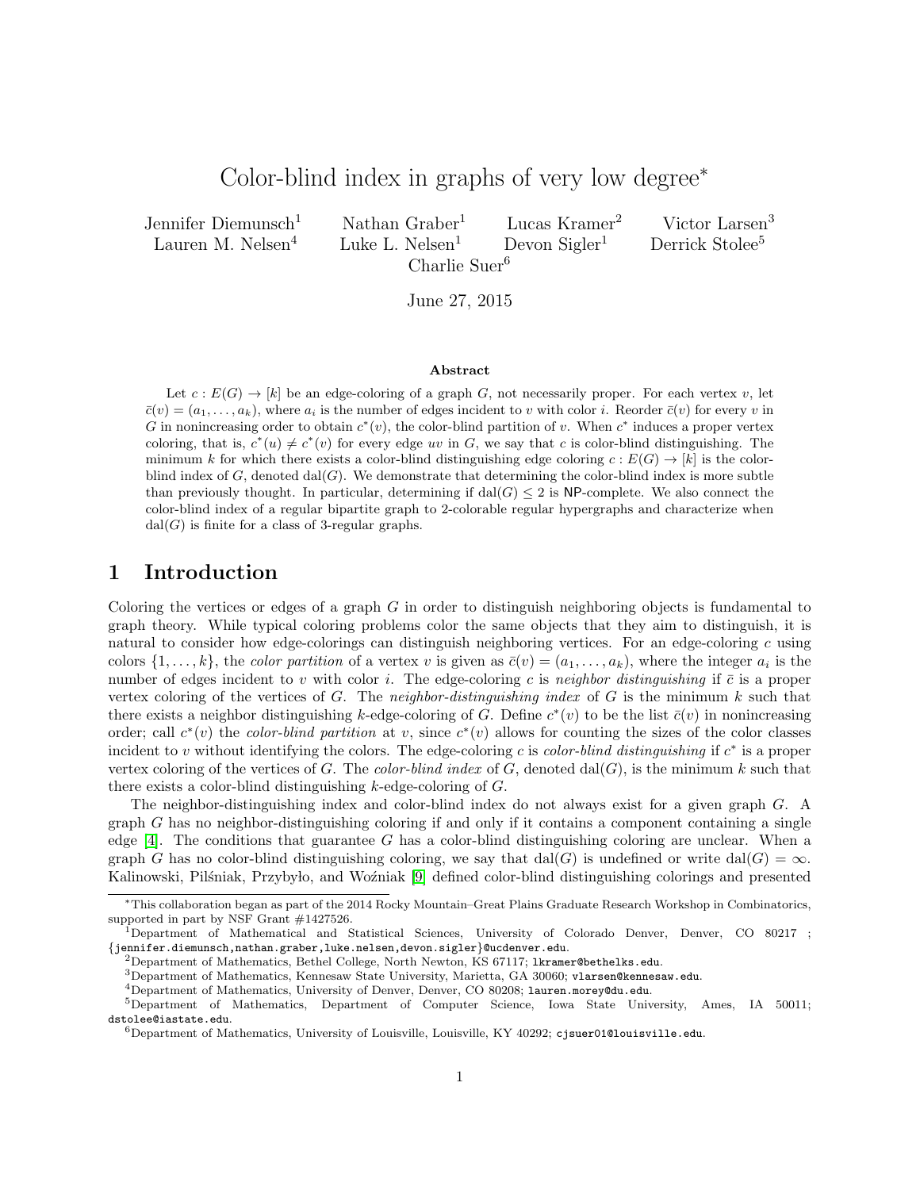# Color-blind index in graphs of very low degree*

Jennifer Diemunsch[1] Nathan Graber[1] Lucas Kramer[2] Victor Larsen[3] Lauren M. Nelsen[4] Luke L. Nelsen[1] Devon Sigler[1] Derrick Stolee[5] Charlie Suer[6]

June 27, 2015

### Abstract

Let $c : E(G) \to [k]$ be an edge-coloring of a graph $G$, not necessarily proper. For each vertex $v$, let $\bar{c}(v) = (a_1, \ldots, a_k)$, where $a_i$ is the number of edges incident to $v$ with color $i$. Reorder $\bar{c}(v)$ for every $v$ in $G$ in nonincreasing order to obtain $c^*(v)$, the color-blind partition of $v$. When $c^*$ induces a proper vertex coloring, that is, $c^*(u) \neq c^*(v)$ for every edge $uv$ in $G$, we say that $c$ is color-blind distinguishing. The minimum $k$ for which there exists a color-blind distinguishing edge coloring $c : E(G) \to [k]$ is the color-blind index of $G$, denoted $\operatorname{dal}(G)$. We demonstrate that determining the color-blind index is more subtle than previously thought. In particular, determining if $\operatorname{dal}(G) \leq 2$ is NP-complete. We also connect the color-blind index of a regular bipartite graph to 2-colorable regular hypergraphs and characterize when $\operatorname{dal}(G)$ is finite for a class of 3-regular graphs.

## 1 Introduction

Coloring the vertices or edges of a graph $G$ in order to distinguish neighboring objects is fundamental to graph theory. While typical coloring problems color the same objects that they aim to distinguish, it is natural to consider how edge-colorings can distinguish neighboring vertices. For an edge-coloring $c$ using colors $\{1, \ldots, k\}$, the *color partition* of a vertex $v$ is given as $\bar{c}(v) = (a_1, \ldots, a_k)$, where the integer $a_i$ is the number of edges incident to $v$ with color $i$. The edge-coloring $c$ is *neighbor distinguishing* if $\bar{c}$ is a proper vertex coloring of the vertices of $G$. The *neighbor-distinguishing index* of $G$ is the minimum $k$ such that there exists a neighbor distinguishing $k$-edge-coloring of $G$. Define $c^*(v)$ to be the list $\bar{c}(v)$ in nonincreasing order; call $c^*(v)$ the *color-blind partition* at $v$, since $c^*(v)$ allows for counting the sizes of the color classes incident to $v$ without identifying the colors. The edge-coloring $c$ is *color-blind distinguishing* if $c^*$ is a proper vertex coloring of the vertices of $G$. The *color-blind index* of $G$, denoted $\operatorname{dal}(G)$, is the minimum $k$ such that there exists a color-blind distinguishing $k$-edge-coloring of $G$.

The neighbor-distinguishing index and color-blind index do not always exist for a given graph $G$. A graph $G$ has no neighbor-distinguishing coloring if and only if it contains a component containing a single edge [4]. The conditions that guarantee $G$ has a color-blind distinguishing coloring are unclear. When a graph $G$ has no color-blind distinguishing coloring, we say that $\operatorname{dal}(G)$ is undefined or write $\operatorname{dal}(G) = \infty$. Kalinowski, Pilśniak, Przybyło, and Woźniak [9] defined color-blind distinguishing colorings and presented

---

*This collaboration began as part of the 2014 Rocky Mountain–Great Plains Graduate Research Workshop in Combinatorics, supported in part by NSF Grant #1427526.

[1] Department of Mathematical and Statistical Sciences, University of Colorado Denver, Denver, CO 80217 ; {jennifer.diemunsch,nathan.graber,luke.nelsen,devon.sigler}@ucdenver.edu.

[2] Department of Mathematics, Bethel College, North Newton, KS 67117; lkramer@bethelks.edu.

[3] Department of Mathematics, Kennesaw State University, Marietta, GA 30060; vlarsen@kennesaw.edu.

[4] Department of Mathematics, University of Denver, Denver, CO 80208; lauren.morey@du.edu.

[5] Department of Mathematics, Department of Computer Science, Iowa State University, Ames, IA 50011; dstolee@iastate.edu.

[6] Department of Mathematics, University of Louisville, Louisville, KY 40292; cjsuer01@louisville.edu.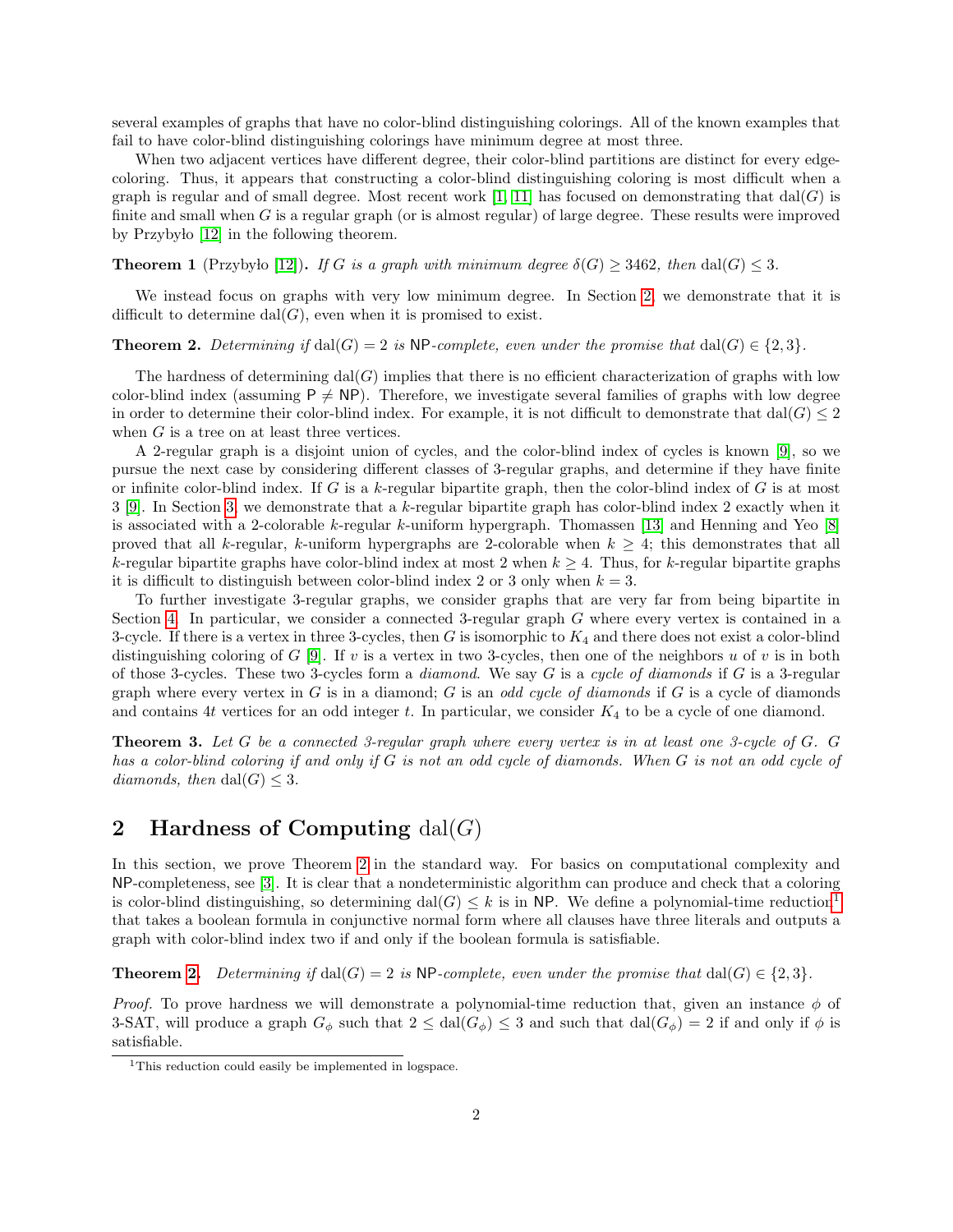several examples of graphs that have no color-blind distinguishing colorings. All of the known examples that fail to have color-blind distinguishing colorings have minimum degree at most three.

When two adjacent vertices have different degree, their color-blind partitions are distinct for every edge-coloring. Thus, it appears that constructing a color-blind distinguishing coloring is most difficult when a graph is regular and of small degree. Most recent work [1, 11] has focused on demonstrating that $\mathrm{dal}(G)$ is finite and small when $G$ is a regular graph (or is almost regular) of large degree. These results were improved by Przybyło [12] in the following theorem.

**Theorem 1** (Przybyło [12]). *If $G$ is a graph with minimum degree $\delta(G) \geq 3462$, then $\mathrm{dal}(G) \leq 3$.*

We instead focus on graphs with very low minimum degree. In Section 2, we demonstrate that it is difficult to determine $\mathrm{dal}(G)$, even when it is promised to exist.

**Theorem 2.** *Determining if $\mathrm{dal}(G) = 2$ is $\mathsf{NP}$-complete, even under the promise that $\mathrm{dal}(G) \in \{2, 3\}$.*

The hardness of determining $\mathrm{dal}(G)$ implies that there is no efficient characterization of graphs with low color-blind index (assuming $\mathsf{P} \neq \mathsf{NP}$). Therefore, we investigate several families of graphs with low degree in order to determine their color-blind index. For example, it is not difficult to demonstrate that $\mathrm{dal}(G) \leq 2$ when $G$ is a tree on at least three vertices.

A 2-regular graph is a disjoint union of cycles, and the color-blind index of cycles is known [9], so we pursue the next case by considering different classes of 3-regular graphs, and determine if they have finite or infinite color-blind index. If $G$ is a $k$-regular bipartite graph, then the color-blind index of $G$ is at most 3 [9]. In Section 3, we demonstrate that a $k$-regular bipartite graph has color-blind index 2 exactly when it is associated with a 2-colorable $k$-regular $k$-uniform hypergraph. Thomassen [13] and Henning and Yeo [8] proved that all $k$-regular, $k$-uniform hypergraphs are 2-colorable when $k \geq 4$; this demonstrates that all $k$-regular bipartite graphs have color-blind index at most 2 when $k \geq 4$. Thus, for $k$-regular bipartite graphs it is difficult to distinguish between color-blind index 2 or 3 only when $k = 3$.

To further investigate 3-regular graphs, we consider graphs that are very far from being bipartite in Section 4. In particular, we consider a connected 3-regular graph $G$ where every vertex is contained in a 3-cycle. If there is a vertex in three 3-cycles, then $G$ is isomorphic to $K_4$ and there does not exist a color-blind distinguishing coloring of $G$ [9]. If $v$ is a vertex in two 3-cycles, then one of the neighbors $u$ of $v$ is in both of those 3-cycles. These two 3-cycles form a *diamond*. We say $G$ is a *cycle of diamonds* if $G$ is a 3-regular graph where every vertex in $G$ is in a diamond; $G$ is an *odd cycle of diamonds* if $G$ is a cycle of diamonds and contains $4t$ vertices for an odd integer $t$. In particular, we consider $K_4$ to be a cycle of one diamond.

**Theorem 3.** *Let $G$ be a connected 3-regular graph where every vertex is in at least one 3-cycle of $G$. $G$ has a color-blind coloring if and only if $G$ is not an odd cycle of diamonds. When $G$ is not an odd cycle of diamonds, then $\mathrm{dal}(G) \leq 3$.*

## 2 Hardness of Computing $\mathrm{dal}(G)$

In this section, we prove Theorem 2 in the standard way. For basics on computational complexity and $\mathsf{NP}$-completeness, see [3]. It is clear that a nondeterministic algorithm can produce and check that a coloring is color-blind distinguishing, so determining $\mathrm{dal}(G) \leq k$ is in $\mathsf{NP}$. We define a polynomial-time reduction[1] that takes a boolean formula in conjunctive normal form where all clauses have three literals and outputs a graph with color-blind index two if and only if the boolean formula is satisfiable.

**Theorem 2.** *Determining if $\mathrm{dal}(G) = 2$ is $\mathsf{NP}$-complete, even under the promise that $\mathrm{dal}(G) \in \{2, 3\}$.*

*Proof.* To prove hardness we will demonstrate a polynomial-time reduction that, given an instance $\phi$ of 3-SAT, will produce a graph $G_\phi$ such that $2 \leq \mathrm{dal}(G_\phi) \leq 3$ and such that $\mathrm{dal}(G_\phi) = 2$ if and only if $\phi$ is satisfiable.

[1] This reduction could easily be implemented in logspace.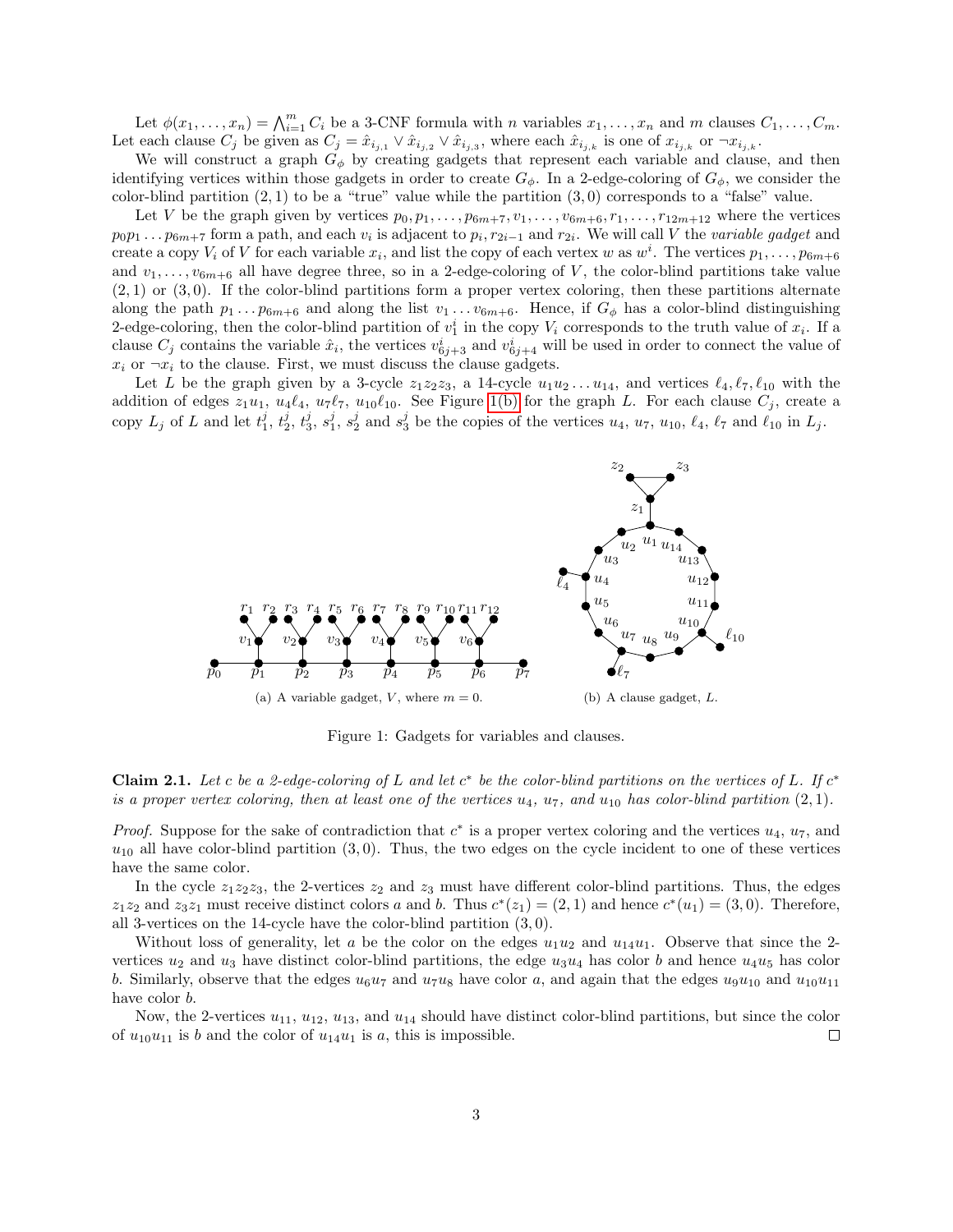Let $\phi(x_1, \ldots, x_n) = \bigwedge_{i=1}^{m} C_i$ be a 3-CNF formula with $n$ variables $x_1, \ldots, x_n$ and $m$ clauses $C_1, \ldots, C_m$. Let each clause $C_j$ be given as $C_j = \hat{x}_{i_{j,1}} \vee \hat{x}_{i_{j,2}} \vee \hat{x}_{i_{j,3}}$, where each $\hat{x}_{i_{j,k}}$ is one of $x_{i_{j,k}}$ or $\neg x_{i_{j,k}}$.

We will construct a graph $G_\phi$ by creating gadgets that represent each variable and clause, and then identifying vertices within those gadgets in order to create $G_\phi$. In a 2-edge-coloring of $G_\phi$, we consider the color-blind partition $(2, 1)$ to be a "true" value while the partition $(3, 0)$ corresponds to a "false" value.

Let $V$ be the graph given by vertices $p_0, p_1, \ldots, p_{6m+7}, v_1, \ldots, v_{6m+6}, r_1, \ldots, r_{12m+12}$ where the vertices $p_0p_1 \ldots p_{6m+7}$ form a path, and each $v_i$ is adjacent to $p_i$, $r_{2i-1}$ and $r_{2i}$. We will call $V$ the *variable gadget* and create a copy $V_i$ of $V$ for each variable $x_i$, and list the copy of each vertex $w$ as $w^i$. The vertices $p_1, \ldots, p_{6m+6}$ and $v_1, \ldots, v_{6m+6}$ all have degree three, so in a 2-edge-coloring of $V$, the color-blind partitions take value $(2, 1)$ or $(3, 0)$. If the color-blind partitions form a proper vertex coloring, then these partitions alternate along the path $p_1 \ldots p_{6m+6}$ and along the list $v_1 \ldots v_{6m+6}$. Hence, if $G_\phi$ has a color-blind distinguishing 2-edge-coloring, then the color-blind partition of $v_1^i$ in the copy $V_i$ corresponds to the truth value of $x_i$. If a clause $C_j$ contains the variable $\hat{x}_i$, the vertices $v_{6j+3}^i$ and $v_{6j+4}^i$ will be used in order to connect the value of $x_i$ or $\neg x_i$ to the clause. First, we must discuss the clause gadgets.

Let $L$ be the graph given by a 3-cycle $z_1z_2z_3$, a 14-cycle $u_1u_2 \ldots u_{14}$, and vertices $\ell_4, \ell_7, \ell_{10}$ with the addition of edges $z_1u_1$, $u_4\ell_4$, $u_7\ell_7$, $u_{10}\ell_{10}$. See Figure 1(b) for the graph $L$. For each clause $C_j$, create a copy $L_j$ of $L$ and let $t_1^j$, $t_2^j$, $t_3^j$, $s_1^j$, $s_2^j$ and $s_3^j$ be the copies of the vertices $u_4$, $u_7$, $u_{10}$, $\ell_4$, $\ell_7$ and $\ell_{10}$ in $L_j$.

(a) A variable gadget, $V$, where $m = 0$.

(b) A clause gadget, $L$.

Figure 1: Gadgets for variables and clauses.

**Claim 2.1.** *Let $c$ be a 2-edge-coloring of $L$ and let $c^*$ be the color-blind partitions on the vertices of $L$. If $c^*$ is a proper vertex coloring, then at least one of the vertices $u_4$, $u_7$, and $u_{10}$ has color-blind partition $(2, 1)$.*

*Proof.* Suppose for the sake of contradiction that $c^*$ is a proper vertex coloring and the vertices $u_4$, $u_7$, and $u_{10}$ all have color-blind partition $(3, 0)$. Thus, the two edges on the cycle incident to one of these vertices have the same color.

In the cycle $z_1z_2z_3$, the 2-vertices $z_2$ and $z_3$ must have different color-blind partitions. Thus, the edges $z_1z_2$ and $z_3z_1$ must receive distinct colors $a$ and $b$. Thus $c^*(z_1) = (2, 1)$ and hence $c^*(u_1) = (3, 0)$. Therefore, all 3-vertices on the 14-cycle have the color-blind partition $(3, 0)$.

Without loss of generality, let $a$ be the color on the edges $u_1u_2$ and $u_{14}u_1$. Observe that since the 2-vertices $u_2$ and $u_3$ have distinct color-blind partitions, the edge $u_3u_4$ has color $b$ and hence $u_4u_5$ has color $b$. Similarly, observe that the edges $u_6u_7$ and $u_7u_8$ have color $a$, and again that the edges $u_9u_{10}$ and $u_{10}u_{11}$ have color $b$.

Now, the 2-vertices $u_{11}$, $u_{12}$, $u_{13}$, and $u_{14}$ should have distinct color-blind partitions, but since the color of $u_{10}u_{11}$ is $b$ and the color of $u_{14}u_1$ is $a$, this is impossible. $\square$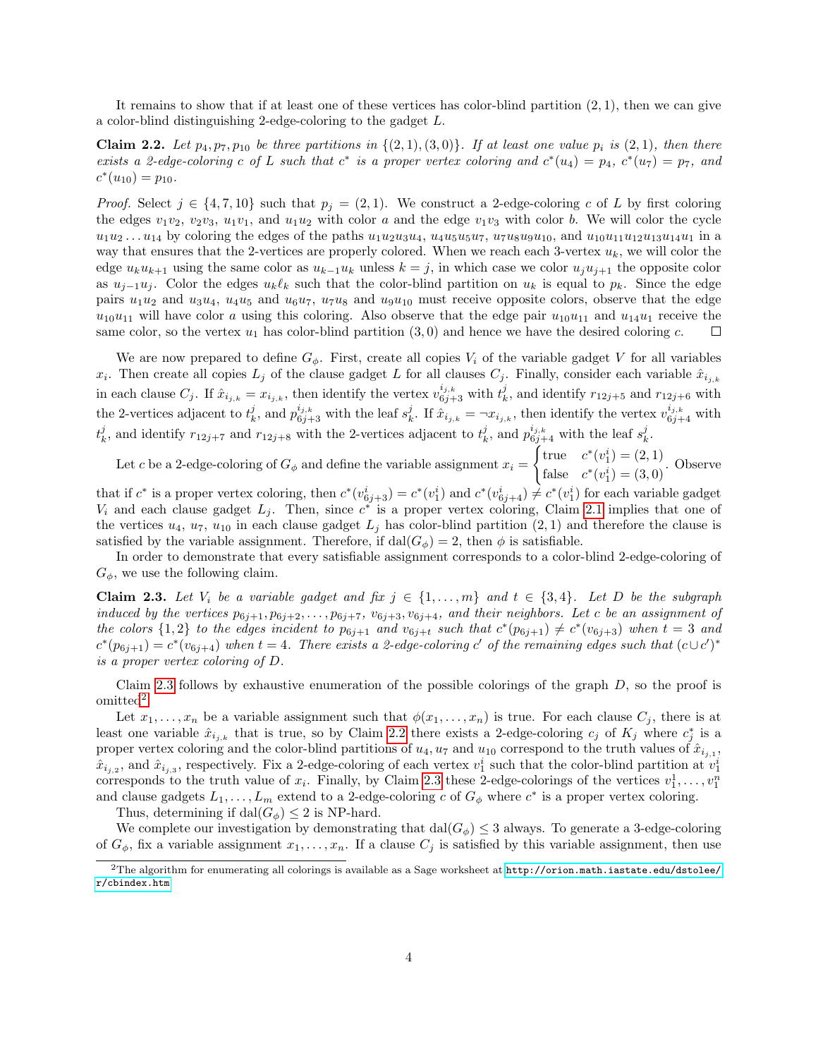It remains to show that if at least one of these vertices has color-blind partition $(2,1)$, then we can give a color-blind distinguishing 2-edge-coloring to the gadget $L$.

**Claim 2.2.** *Let $p_4, p_7, p_{10}$ be three partitions in $\{(2,1),(3,0)\}$. If at least one value $p_i$ is $(2,1)$, then there exists a 2-edge-coloring $c$ of $L$ such that $c^*$ is a proper vertex coloring and $c^*(u_4) = p_4$, $c^*(u_7) = p_7$, and $c^*(u_{10}) = p_{10}$.*

*Proof.* Select $j \in \{4,7,10\}$ such that $p_j = (2,1)$. We construct a 2-edge-coloring $c$ of $L$ by first coloring the edges $v_1v_2$, $v_2v_3$, $u_1v_1$, and $u_1u_2$ with color $a$ and the edge $v_1v_3$ with color $b$. We will color the cycle $u_1u_2\dots u_{14}$ by coloring the edges of the paths $u_1u_2u_3u_4$, $u_4u_5u_5u_7$, $u_7u_8u_9u_{10}$, and $u_{10}u_{11}u_{12}u_{13}u_{14}u_1$ in a way that ensures that the 2-vertices are properly colored. When we reach each 3-vertex $u_k$, we will color the edge $u_ku_{k+1}$ using the same color as $u_{k-1}u_k$ unless $k = j$, in which case we color $u_ju_{j+1}$ the opposite color as $u_{j-1}u_j$. Color the edges $u_k\ell_k$ such that the color-blind partition on $u_k$ is equal to $p_k$. Since the edge pairs $u_1u_2$ and $u_3u_4$, $u_4u_5$ and $u_6u_7$, $u_7u_8$ and $u_9u_{10}$ must receive opposite colors, observe that the edge $u_{10}u_{11}$ will have color $a$ using this coloring. Also observe that the edge pair $u_{10}u_{11}$ and $u_{14}u_1$ receive the same color, so the vertex $u_1$ has color-blind partition $(3,0)$ and hence we have the desired coloring $c$. □

We are now prepared to define $G_\phi$. First, create all copies $V_i$ of the variable gadget $V$ for all variables $x_i$. Then create all copies $L_j$ of the clause gadget $L$ for all clauses $C_j$. Finally, consider each variable $\hat{x}_{i_{j,k}}$ in each clause $C_j$. If $\hat{x}_{i_{j,k}} = x_{i_{j,k}}$, then identify the vertex $v^{i_{j,k}}_{6j+3}$ with $t^j_k$, and identify $r_{12j+5}$ and $r_{12j+6}$ with the 2-vertices adjacent to $t^j_k$, and $p^{i_{j,k}}_{6j+3}$ with the leaf $s^j_k$. If $\hat{x}_{i_{j,k}} = \neg x_{i_{j,k}}$, then identify the vertex $v^{i_{j,k}}_{6j+4}$ with $t^j_k$, and identify $r_{12j+7}$ and $r_{12j+8}$ with the 2-vertices adjacent to $t^j_k$, and $p^{i_{j,k}}_{6j+4}$ with the leaf $s^j_k$.

Let $c$ be a 2-edge-coloring of $G_\phi$ and define the variable assignment $x_i = \begin{cases} \text{true} & c^*(v^i_1) = (2,1) \\ \text{false} & c^*(v^i_1) = (3,0) \end{cases}$. Observe that if $c^*$ is a proper vertex coloring, then $c^*(v^i_{6j+3}) = c^*(v^i_1)$ and $c^*(v^i_{6j+4}) \neq c^*(v^i_1)$ for each variable gadget $V_i$ and each clause gadget $L_j$. Then, since $c^*$ is a proper vertex coloring, Claim 2.1 implies that one of the vertices $u_4$, $u_7$, $u_{10}$ in each clause gadget $L_j$ has color-blind partition $(2,1)$ and therefore the clause is satisfied by the variable assignment. Therefore, if $\mathrm{dal}(G_\phi) = 2$, then $\phi$ is satisfiable.

In order to demonstrate that every satisfiable assignment corresponds to a color-blind 2-edge-coloring of $G_\phi$, we use the following claim.

**Claim 2.3.** *Let $V_i$ be a variable gadget and fix $j \in \{1,\dots,m\}$ and $t \in \{3,4\}$. Let $D$ be the subgraph induced by the vertices $p_{6j+1}, p_{6j+2}, \dots, p_{6j+7}$, $v_{6j+3}$, $v_{6j+4}$, and their neighbors. Let $c$ be an assignment of the colors $\{1,2\}$ to the edges incident to $p_{6j+1}$ and $v_{6j+t}$ such that $c^*(p_{6j+1}) \neq c^*(v_{6j+3})$ when $t = 3$ and $c^*(p_{6j+1}) = c^*(v_{6j+4})$ when $t = 4$. There exists a 2-edge-coloring $c'$ of the remaining edges such that $(c \cup c')^*$ is a proper vertex coloring of $D$.*

Claim 2.3 follows by exhaustive enumeration of the possible colorings of the graph $D$, so the proof is omitted[2].

Let $x_1,\dots,x_n$ be a variable assignment such that $\phi(x_1,\dots,x_n)$ is true. For each clause $C_j$, there is at least one variable $\hat{x}_{i_{j,k}}$ that is true, so by Claim 2.2 there exists a 2-edge-coloring $c_j$ of $K_j$ where $c^*_j$ is a proper vertex coloring and the color-blind partitions of $u_4$, $u_7$ and $u_{10}$ correspond to the truth values of $\hat{x}_{i_{j,1}}$, $\hat{x}_{i_{j,2}}$, and $\hat{x}_{i_{j,3}}$, respectively. Fix a 2-edge-coloring of each vertex $v^i_1$ such that the color-blind partition at $v^i_1$ corresponds to the truth value of $x_i$. Finally, by Claim 2.3 these 2-edge-colorings of the vertices $v^1_1,\dots,v^n_1$ and clause gadgets $L_1,\dots,L_m$ extend to a 2-edge-coloring $c$ of $G_\phi$ where $c^*$ is a proper vertex coloring.

Thus, determining if $\mathrm{dal}(G_\phi) \leq 2$ is NP-hard.

We complete our investigation by demonstrating that $\mathrm{dal}(G_\phi) \leq 3$ always. To generate a 3-edge-coloring of $G_\phi$, fix a variable assignment $x_1,\dots,x_n$. If a clause $C_j$ is satisfied by this variable assignment, then use

---

[2] The algorithm for enumerating all colorings is available as a Sage worksheet at http://orion.math.iastate.edu/dstolee/r/cbindex.htm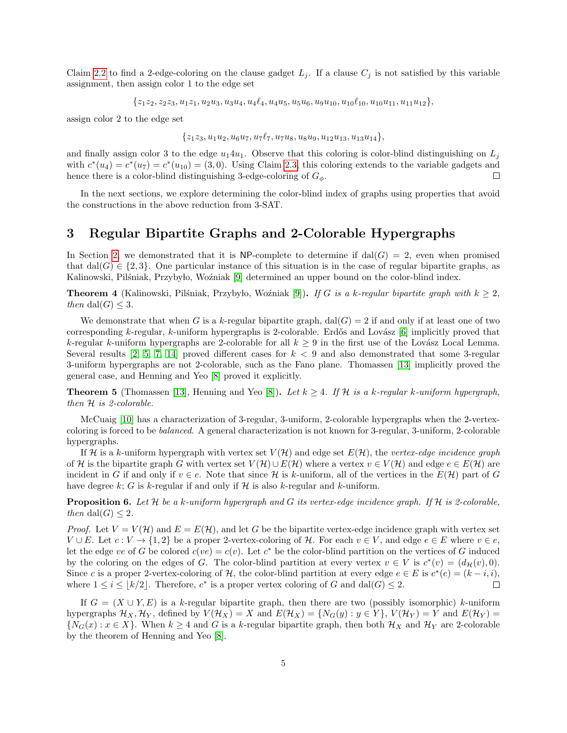Claim 2.2 to find a 2-edge-coloring on the clause gadget $L_j$. If a clause $C_j$ is not satisfied by this variable assignment, then assign color 1 to the edge set

$$\{z_1z_2, z_2z_3, u_1z_1, u_2u_3, u_3u_4, u_4\ell_4, u_4u_5, u_5u_6, u_9u_{10}, u_{10}\ell_{10}, u_{10}u_{11}, u_{11}u_{12}\},$$

assign color 2 to the edge set

$$\{z_1z_3, u_1u_2, u_6u_7, u_7\ell_7, u_7u_8, u_8u_9, u_{12}u_{13}, u_{13}u_{14}\},$$

and finally assign color 3 to the edge $u_14u_1$. Observe that this coloring is color-blind distinguishing on $L_j$ with $c^*(u_4) = c^*(u_7) = c^*(u_{10}) = (3, 0)$. Using Claim 2.3, this coloring extends to the variable gadgets and hence there is a color-blind distinguishing 3-edge-coloring of $G_\phi$. $\square$

In the next sections, we explore determining the color-blind index of graphs using properties that avoid the constructions in the above reduction from 3-SAT.

# 3 Regular Bipartite Graphs and 2-Colorable Hypergraphs

In Section 2, we demonstrated that it is NP-complete to determine if $\text{dal}(G) = 2$, even when promised that $\text{dal}(G) \in \{2, 3\}$. One particular instance of this situation is in the case of regular bipartite graphs, as Kalinowski, Pilśniak, Przybyło, Woźniak [9] determined an upper bound on the color-blind index.

**Theorem 4** (Kalinowski, Pilśniak, Przybyło, Woźniak [9]). *If $G$ is a $k$-regular bipartite graph with $k \geq 2$, then $\text{dal}(G) \leq 3$.*

We demonstrate that when $G$ is a $k$-regular bipartite graph, $\text{dal}(G) = 2$ if and only if at least one of two corresponding $k$-regular, $k$-uniform hypergraphs is 2-colorable. Erdős and Lovász [6] implicitly proved that $k$-regular $k$-uniform hypergraphs are 2-colorable for all $k \geq 9$ in the first use of the Lovász Local Lemma. Several results [2, 5, 7, 14] proved different cases for $k < 9$ and also demonstrated that some 3-regular 3-uniform hypergraphs are not 2-colorable, such as the Fano plane. Thomassen [13] implicitly proved the general case, and Henning and Yeo [8] proved it explicitly.

**Theorem 5** (Thomassen [13], Henning and Yeo [8]). *Let $k \geq 4$. If $\mathcal{H}$ is a $k$-regular $k$-uniform hypergraph, then $\mathcal{H}$ is 2-colorable.*

McCuaig [10] has a characterization of 3-regular, 3-uniform, 2-colorable hypergraphs when the 2-vertex-coloring is forced to be *balanced*. A general characterization is not known for 3-regular, 3-uniform, 2-colorable hypergraphs.

If $\mathcal{H}$ is a $k$-uniform hypergraph with vertex set $V(\mathcal{H})$ and edge set $E(\mathcal{H})$, the *vertex-edge incidence graph* of $\mathcal{H}$ is the bipartite graph $G$ with vertex set $V(\mathcal{H}) \cup E(\mathcal{H})$ where a vertex $v \in V(\mathcal{H})$ and edge $e \in E(\mathcal{H})$ are incident in $G$ if and only if $v \in e$. Note that since $\mathcal{H}$ is $k$-uniform, all of the vertices in the $E(\mathcal{H})$ part of $G$ have degree $k$; $G$ is $k$-regular if and only if $\mathcal{H}$ is also $k$-regular and $k$-uniform.

**Proposition 6.** *Let $\mathcal{H}$ be a $k$-uniform hypergraph and $G$ its vertex-edge incidence graph. If $\mathcal{H}$ is 2-colorable, then $\text{dal}(G) \leq 2$.*

*Proof.* Let $V = V(\mathcal{H})$ and $E = E(\mathcal{H})$, and let $G$ be the bipartite vertex-edge incidence graph with vertex set $V \cup E$. Let $c : V \to \{1, 2\}$ be a proper 2-vertex-coloring of $\mathcal{H}$. For each $v \in V$, and edge $e \in E$ where $v \in e$, let the edge $ve$ of $G$ be colored $c(ve) = c(v)$. Let $c^*$ be the color-blind partition on the vertices of $G$ induced by the coloring on the edges of $G$. The color-blind partition at every vertex $v \in V$ is $c^*(v) = (d_{\mathcal{H}}(v), 0)$. Since $c$ is a proper 2-vertex-coloring of $\mathcal{H}$, the color-blind partition at every edge $e \in E$ is $c^*(e) = (k - i, i)$, where $1 \leq i \leq \lfloor k/2 \rfloor$. Therefore, $c^*$ is a proper vertex coloring of $G$ and $\text{dal}(G) \leq 2$. $\square$

If $G = (X \cup Y, E)$ is a $k$-regular bipartite graph, then there are two (possibly isomorphic) $k$-uniform hypergraphs $\mathcal{H}_X, \mathcal{H}_Y$, defined by $V(\mathcal{H}_X) = X$ and $E(\mathcal{H}_X) = \{N_G(y) : y \in Y\}$, $V(\mathcal{H}_Y) = Y$ and $E(\mathcal{H}_Y) = \{N_G(x) : x \in X\}$. When $k \geq 4$ and $G$ is a $k$-regular bipartite graph, then both $\mathcal{H}_X$ and $\mathcal{H}_Y$ are 2-colorable by the theorem of Henning and Yeo [8].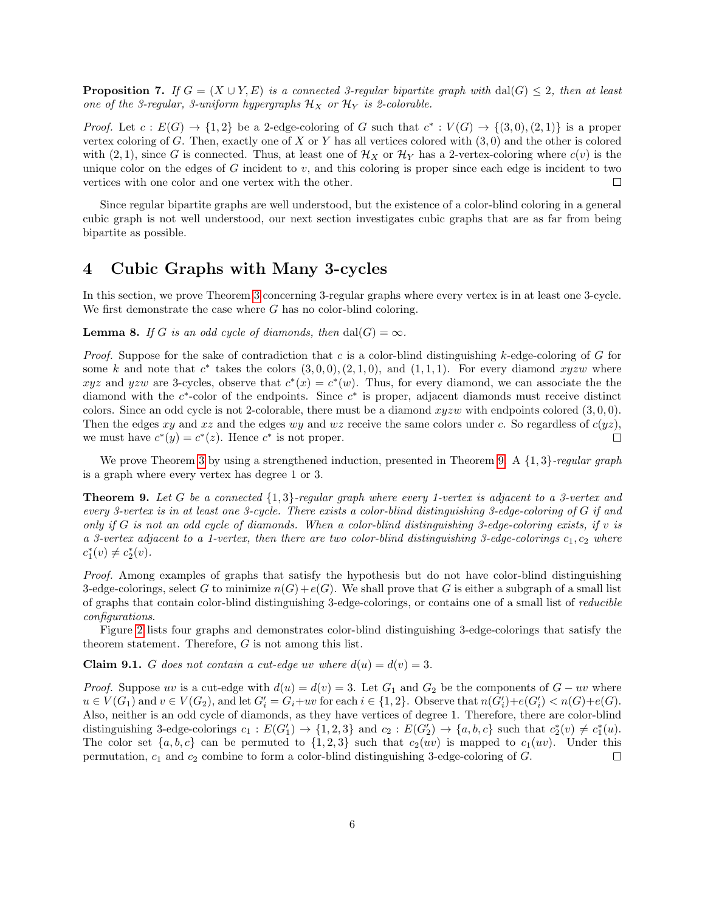**Proposition 7.** *If $G = (X \cup Y, E)$ is a connected 3-regular bipartite graph with $\operatorname{dal}(G) \leq 2$, then at least one of the 3-regular, 3-uniform hypergraphs $\mathcal{H}_X$ or $\mathcal{H}_Y$ is 2-colorable.*

*Proof.* Let $c : E(G) \to \{1, 2\}$ be a 2-edge-coloring of $G$ such that $c^* : V(G) \to \{(3, 0), (2, 1)\}$ is a proper vertex coloring of $G$. Then, exactly one of $X$ or $Y$ has all vertices colored with $(3, 0)$ and the other is colored with $(2, 1)$, since $G$ is connected. Thus, at least one of $\mathcal{H}_X$ or $\mathcal{H}_Y$ has a 2-vertex-coloring where $c(v)$ is the unique color on the edges of $G$ incident to $v$, and this coloring is proper since each edge is incident to two vertices with one color and one vertex with the other. $\square$

Since regular bipartite graphs are well understood, but the existence of a color-blind coloring in a general cubic graph is not well understood, our next section investigates cubic graphs that are as far from being bipartite as possible.

# 4 Cubic Graphs with Many 3-cycles

In this section, we prove Theorem 3 concerning 3-regular graphs where every vertex is in at least one 3-cycle. We first demonstrate the case where $G$ has no color-blind coloring.

**Lemma 8.** *If $G$ is an odd cycle of diamonds, then $\operatorname{dal}(G) = \infty$.*

*Proof.* Suppose for the sake of contradiction that $c$ is a color-blind distinguishing $k$-edge-coloring of $G$ for some $k$ and note that $c^*$ takes the colors $(3, 0, 0), (2, 1, 0)$, and $(1, 1, 1)$. For every diamond $xyzw$ where $xyz$ and $yzw$ are 3-cycles, observe that $c^*(x) = c^*(w)$. Thus, for every diamond, we can associate the the diamond with the $c^*$-color of the endpoints. Since $c^*$ is proper, adjacent diamonds must receive distinct colors. Since an odd cycle is not 2-colorable, there must be a diamond $xyzw$ with endpoints colored $(3, 0, 0)$. Then the edges $xy$ and $xz$ and the edges $wy$ and $wz$ receive the same colors under $c$. So regardless of $c(yz)$, we must have $c^*(y) = c^*(z)$. Hence $c^*$ is not proper. $\square$

We prove Theorem 3 by using a strengthened induction, presented in Theorem 9. A *$\{1, 3\}$-regular graph* is a graph where every vertex has degree 1 or 3.

**Theorem 9.** *Let $G$ be a connected $\{1, 3\}$-regular graph where every 1-vertex is adjacent to a 3-vertex and every 3-vertex is in at least one 3-cycle. There exists a color-blind distinguishing 3-edge-coloring of $G$ if and only if $G$ is not an odd cycle of diamonds. When a color-blind distinguishing 3-edge-coloring exists, if $v$ is a 3-vertex adjacent to a 1-vertex, then there are two color-blind distinguishing 3-edge-colorings $c_1, c_2$ where $c_1^*(v) \neq c_2^*(v)$.*

*Proof.* Among examples of graphs that satisfy the hypothesis but do not have color-blind distinguishing 3-edge-colorings, select $G$ to minimize $n(G) + e(G)$. We shall prove that $G$ is either a subgraph of a small list of graphs that contain color-blind distinguishing 3-edge-colorings, or contains one of a small list of *reducible configurations*.

Figure 2 lists four graphs and demonstrates color-blind distinguishing 3-edge-colorings that satisfy the theorem statement. Therefore, $G$ is not among this list.

**Claim 9.1.** *$G$ does not contain a cut-edge $uv$ where $d(u) = d(v) = 3$.*

*Proof.* Suppose $uv$ is a cut-edge with $d(u) = d(v) = 3$. Let $G_1$ and $G_2$ be the components of $G - uv$ where $u \in V(G_1)$ and $v \in V(G_2)$, and let $G_i' = G_i + uv$ for each $i \in \{1, 2\}$. Observe that $n(G_i') + e(G_i') < n(G) + e(G)$. Also, neither is an odd cycle of diamonds, as they have vertices of degree 1. Therefore, there are color-blind distinguishing 3-edge-colorings $c_1 : E(G_1') \to \{1, 2, 3\}$ and $c_2 : E(G_2') \to \{a, b, c\}$ such that $c_2^*(v) \neq c_1^*(u)$. The color set $\{a, b, c\}$ can be permuted to $\{1, 2, 3\}$ such that $c_2(uv)$ is mapped to $c_1(uv)$. Under this permutation, $c_1$ and $c_2$ combine to form a color-blind distinguishing 3-edge-coloring of $G$. $\square$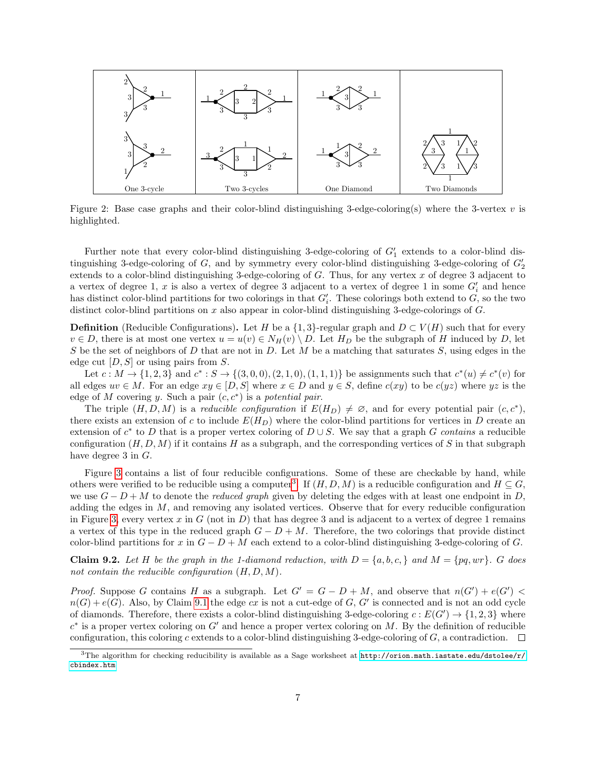Figure 2: Base case graphs and their color-blind distinguishing 3-edge-coloring(s) where the 3-vertex $v$ is highlighted.

Further note that every color-blind distinguishing 3-edge-coloring of $G_1'$ extends to a color-blind distinguishing 3-edge-coloring of $G$, and by symmetry every color-blind distinguishing 3-edge-coloring of $G_2'$ extends to a color-blind distinguishing 3-edge-coloring of $G$. Thus, for any vertex $x$ of degree 3 adjacent to a vertex of degree 1, $x$ is also a vertex of degree 3 adjacent to a vertex of degree 1 in some $G_i'$ and hence has distinct color-blind partitions for two colorings in that $G_i'$. These colorings both extend to $G$, so the two distinct color-blind partitions on $x$ also appear in color-blind distinguishing 3-edge-colorings of $G$.

**Definition** (Reducible Configurations)**.** Let $H$ be a $\{1,3\}$-regular graph and $D \subset V(H)$ such that for every $v \in D$, there is at most one vertex $u = u(v) \in N_H(v) \setminus D$. Let $H_D$ be the subgraph of $H$ induced by $D$, let $S$ be the set of neighbors of $D$ that are not in $D$. Let $M$ be a matching that saturates $S$, using edges in the edge cut $[D, S]$ or using pairs from $S$.

Let $c : M \to \{1,2,3\}$ and $c^* : S \to \{(3,0,0),(2,1,0),(1,1,1)\}$ be assignments such that $c^*(u) \neq c^*(v)$ for all edges $uv \in M$. For an edge $xy \in [D,S]$ where $x \in D$ and $y \in S$, define $c(xy)$ to be $c(yz)$ where $yz$ is the edge of $M$ covering $y$. Such a pair $(c, c^*)$ is a *potential pair*.

The triple $(H, D, M)$ is a *reducible configuration* if $E(H_D) \neq \varnothing$, and for every potential pair $(c, c^*)$, there exists an extension of $c$ to include $E(H_D)$ where the color-blind partitions for vertices in $D$ create an extension of $c^*$ to $D$ that is a proper vertex coloring of $D \cup S$. We say that a graph $G$ *contains* a reducible configuration $(H, D, M)$ if it contains $H$ as a subgraph, and the corresponding vertices of $S$ in that subgraph have degree 3 in $G$.

Figure 3 contains a list of four reducible configurations. Some of these are checkable by hand, while others were verified to be reducible using a computer[3]. If $(H, D, M)$ is a reducible configuration and $H \subseteq G$, we use $G - D + M$ to denote the *reduced graph* given by deleting the edges with at least one endpoint in $D$, adding the edges in $M$, and removing any isolated vertices. Observe that for every reducible configuration in Figure 3, every vertex $x$ in $G$ (not in $D$) that has degree 3 and is adjacent to a vertex of degree 1 remains a vertex of this type in the reduced graph $G - D + M$. Therefore, the two colorings that provide distinct color-blind partitions for $x$ in $G - D + M$ each extend to a color-blind distinguishing 3-edge-coloring of $G$.

**Claim 9.2.** *Let $H$ be the graph in the 1-diamond reduction, with $D = \{a, b, c,\}$ and $M = \{pq, wr\}$. $G$ does not contain the reducible configuration $(H, D, M)$.*

*Proof.* Suppose $G$ contains $H$ as a subgraph. Let $G' = G - D + M$, and observe that $n(G') + e(G') < n(G) + e(G)$. Also, by Claim 9.1 the edge $cx$ is not a cut-edge of $G$, $G'$ is connected and is not an odd cycle of diamonds. Therefore, there exists a color-blind distinguishing 3-edge-coloring $c : E(G') \to \{1,2,3\}$ where $c^*$ is a proper vertex coloring on $G'$ and hence a proper vertex coloring on $M$. By the definition of reducible configuration, this coloring $c$ extends to a color-blind distinguishing 3-edge-coloring of $G$, a contradiction. □

[3] The algorithm for checking reducibility is available as a Sage worksheet at http://orion.math.iastate.edu/dstolee/r/cbindex.htm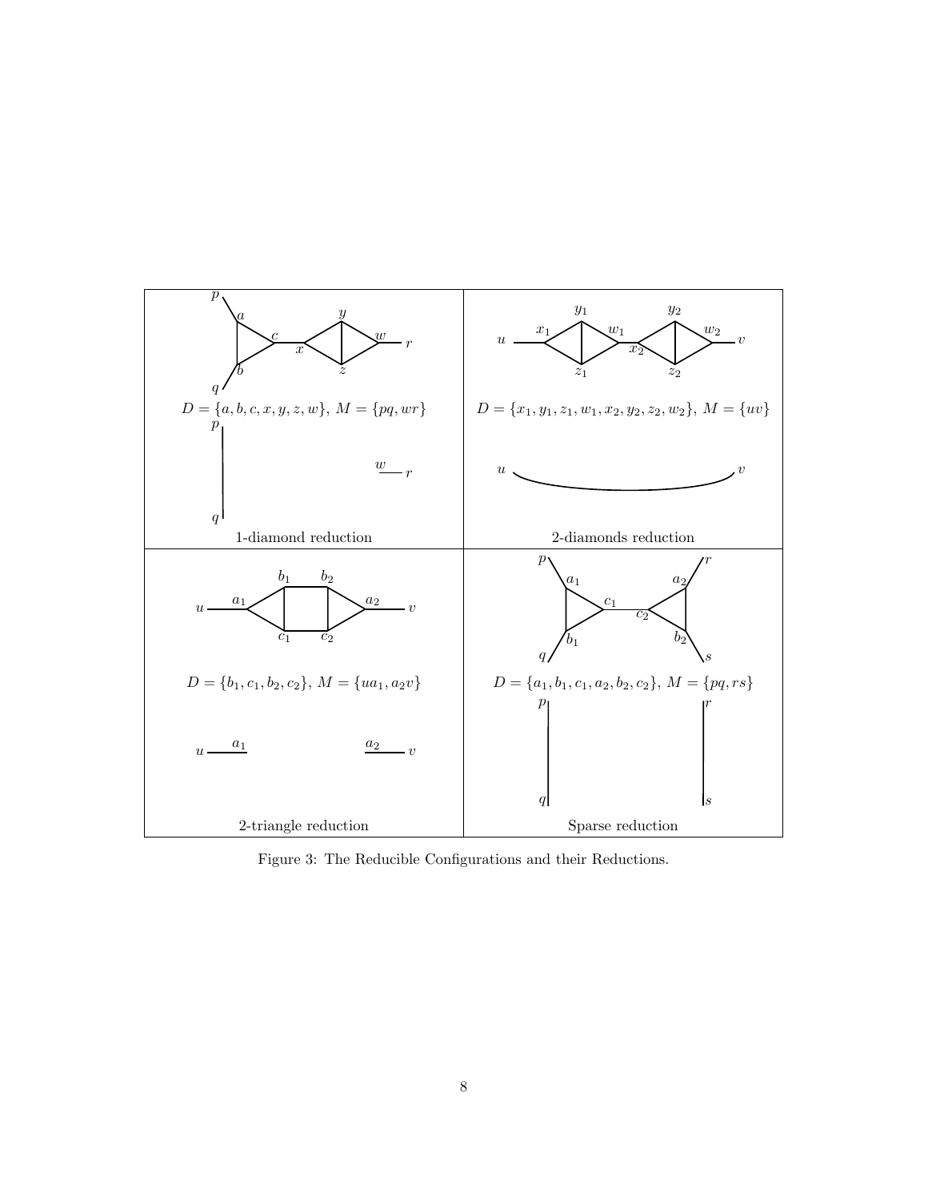$D = \{a, b, c, x, y, z, w\}$, $M = \{pq, wr\}$

1-diamond reduction

$D = \{x_1, y_1, z_1, w_1, x_2, y_2, z_2, w_2\}$, $M = \{uv\}$

2-diamonds reduction

$D = \{b_1, c_1, b_2, c_2\}$, $M = \{ua_1, a_2v\}$

2-triangle reduction

$D = \{a_1, b_1, c_1, a_2, b_2, c_2\}$, $M = \{pq, rs\}$

Sparse reduction

Figure 3: The Reducible Configurations and their Reductions.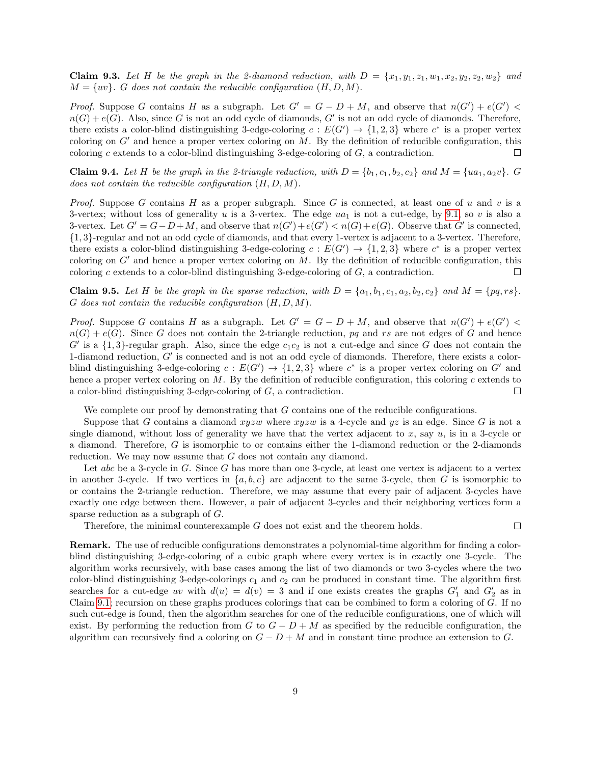**Claim 9.3.** *Let $H$ be the graph in the 2-diamond reduction, with $D = \{x_1, y_1, z_1, w_1, x_2, y_2, z_2, w_2\}$ and $M = \{uv\}$. $G$ does not contain the reducible configuration $(H, D, M)$.*

*Proof.* Suppose $G$ contains $H$ as a subgraph. Let $G' = G - D + M$, and observe that $n(G') + e(G') < n(G) + e(G)$. Also, since $G$ is not an odd cycle of diamonds, $G'$ is not an odd cycle of diamonds. Therefore, there exists a color-blind distinguishing 3-edge-coloring $c : E(G') \to \{1, 2, 3\}$ where $c^*$ is a proper vertex coloring on $G'$ and hence a proper vertex coloring on $M$. By the definition of reducible configuration, this coloring $c$ extends to a color-blind distinguishing 3-edge-coloring of $G$, a contradiction. □

**Claim 9.4.** *Let $H$ be the graph in the 2-triangle reduction, with $D = \{b_1, c_1, b_2, c_2\}$ and $M = \{ua_1, a_2v\}$. $G$ does not contain the reducible configuration $(H, D, M)$.*

*Proof.* Suppose $G$ contains $H$ as a proper subgraph. Since $G$ is connected, at least one of $u$ and $v$ is a 3-vertex; without loss of generality $u$ is a 3-vertex. The edge $ua_1$ is not a cut-edge, by 9.1, so $v$ is also a 3-vertex. Let $G' = G - D + M$, and observe that $n(G') + e(G') < n(G) + e(G)$. Observe that $G'$ is connected, $\{1, 3\}$-regular and not an odd cycle of diamonds, and that every 1-vertex is adjacent to a 3-vertex. Therefore, there exists a color-blind distinguishing 3-edge-coloring $c : E(G') \to \{1, 2, 3\}$ where $c^*$ is a proper vertex coloring on $G'$ and hence a proper vertex coloring on $M$. By the definition of reducible configuration, this coloring $c$ extends to a color-blind distinguishing 3-edge-coloring of $G$, a contradiction. □

**Claim 9.5.** *Let $H$ be the graph in the sparse reduction, with $D = \{a_1, b_1, c_1, a_2, b_2, c_2\}$ and $M = \{pq, rs\}$. $G$ does not contain the reducible configuration $(H, D, M)$.*

*Proof.* Suppose $G$ contains $H$ as a subgraph. Let $G' = G - D + M$, and observe that $n(G') + e(G') < n(G) + e(G)$. Since $G$ does not contain the 2-triangle reduction, $pq$ and $rs$ are not edges of $G$ and hence $G'$ is a $\{1, 3\}$-regular graph. Also, since the edge $c_1c_2$ is not a cut-edge and since $G$ does not contain the 1-diamond reduction, $G'$ is connected and is not an odd cycle of diamonds. Therefore, there exists a color-blind distinguishing 3-edge-coloring $c : E(G') \to \{1, 2, 3\}$ where $c^*$ is a proper vertex coloring on $G'$ and hence a proper vertex coloring on $M$. By the definition of reducible configuration, this coloring $c$ extends to a color-blind distinguishing 3-edge-coloring of $G$, a contradiction. □

We complete our proof by demonstrating that $G$ contains one of the reducible configurations.

Suppose that $G$ contains a diamond $xyzw$ where $xyzw$ is a 4-cycle and $yz$ is an edge. Since $G$ is not a single diamond, without loss of generality we have that the vertex adjacent to $x$, say $u$, is in a 3-cycle or a diamond. Therefore, $G$ is isomorphic to or contains either the 1-diamond reduction or the 2-diamonds reduction. We may now assume that $G$ does not contain any diamond.

Let $abc$ be a 3-cycle in $G$. Since $G$ has more than one 3-cycle, at least one vertex is adjacent to a vertex in another 3-cycle. If two vertices in $\{a, b, c\}$ are adjacent to the same 3-cycle, then $G$ is isomorphic to or contains the 2-triangle reduction. Therefore, we may assume that every pair of adjacent 3-cycles have exactly one edge between them. However, a pair of adjacent 3-cycles and their neighboring vertices form a sparse reduction as a subgraph of $G$.

Therefore, the minimal counterexample $G$ does not exist and the theorem holds. □

**Remark.** The use of reducible configurations demonstrates a polynomial-time algorithm for finding a color-blind distinguishing 3-edge-coloring of a cubic graph where every vertex is in exactly one 3-cycle. The algorithm works recursively, with base cases among the list of two diamonds or two 3-cycles where the two color-blind distinguishing 3-edge-colorings $c_1$ and $c_2$ can be produced in constant time. The algorithm first searches for a cut-edge $uv$ with $d(u) = d(v) = 3$ and if one exists creates the graphs $G'_1$ and $G'_2$ as in Claim 9.1; recursion on these graphs produces colorings that can be combined to form a coloring of $G$. If no such cut-edge is found, then the algorithm searches for one of the reducible configurations, one of which will exist. By performing the reduction from $G$ to $G - D + M$ as specified by the reducible configuration, the algorithm can recursively find a coloring on $G - D + M$ and in constant time produce an extension to $G$.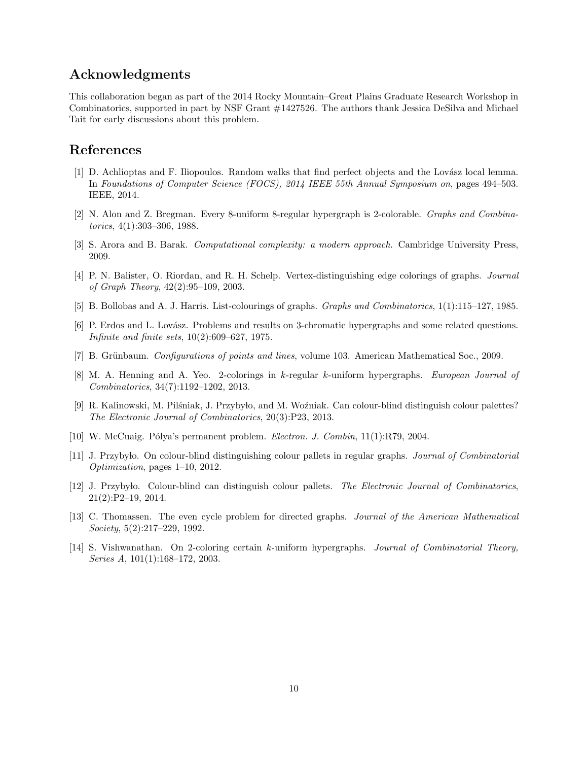## Acknowledgments

This collaboration began as part of the 2014 Rocky Mountain–Great Plains Graduate Research Workshop in Combinatorics, supported in part by NSF Grant #1427526. The authors thank Jessica DeSilva and Michael Tait for early discussions about this problem.

## References

[1] D. Achlioptas and F. Iliopoulos. Random walks that find perfect objects and the Lovász local lemma. In *Foundations of Computer Science (FOCS), 2014 IEEE 55th Annual Symposium on*, pages 494–503. IEEE, 2014.

[2] N. Alon and Z. Bregman. Every 8-uniform 8-regular hypergraph is 2-colorable. *Graphs and Combinatorics*, 4(1):303–306, 1988.

[3] S. Arora and B. Barak. *Computational complexity: a modern approach*. Cambridge University Press, 2009.

[4] P. N. Balister, O. Riordan, and R. H. Schelp. Vertex-distinguishing edge colorings of graphs. *Journal of Graph Theory*, 42(2):95–109, 2003.

[5] B. Bollobas and A. J. Harris. List-colourings of graphs. *Graphs and Combinatorics*, 1(1):115–127, 1985.

[6] P. Erdos and L. Lovász. Problems and results on 3-chromatic hypergraphs and some related questions. *Infinite and finite sets*, 10(2):609–627, 1975.

[7] B. Grünbaum. *Configurations of points and lines*, volume 103. American Mathematical Soc., 2009.

[8] M. A. Henning and A. Yeo. 2-colorings in $k$-regular $k$-uniform hypergraphs. *European Journal of Combinatorics*, 34(7):1192–1202, 2013.

[9] R. Kalinowski, M. Pilśniak, J. Przybyło, and M. Woźniak. Can colour-blind distinguish colour palettes? *The Electronic Journal of Combinatorics*, 20(3):P23, 2013.

[10] W. McCuaig. Pólya's permanent problem. *Electron. J. Combin*, 11(1):R79, 2004.

[11] J. Przybyło. On colour-blind distinguishing colour pallets in regular graphs. *Journal of Combinatorial Optimization*, pages 1–10, 2012.

[12] J. Przybyło. Colour-blind can distinguish colour pallets. *The Electronic Journal of Combinatorics*, 21(2):P2–19, 2014.

[13] C. Thomassen. The even cycle problem for directed graphs. *Journal of the American Mathematical Society*, 5(2):217–229, 1992.

[14] S. Vishwanathan. On 2-coloring certain $k$-uniform hypergraphs. *Journal of Combinatorial Theory, Series A*, 101(1):168–172, 2003.